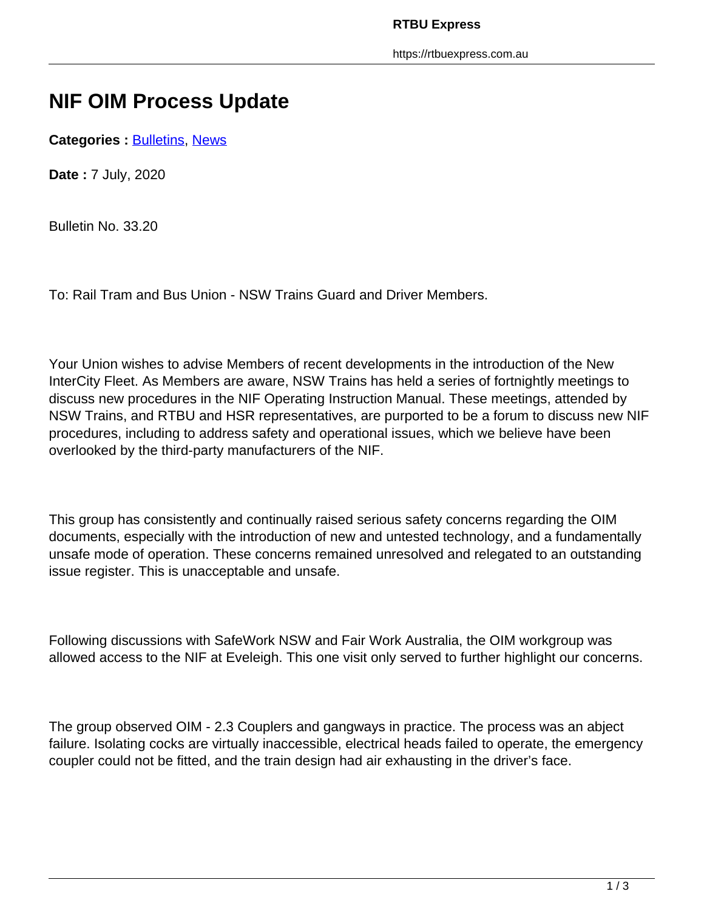# NIF OIM Process Update

**Categories :** Bulletins, News

**Date :** 7 July, 2020

Bulletin No. 33.20

To: Rail Tram and Bus Union - NSW Trains Guard and Driver Members.

Your Union wishes to advise Members of recent developments in the introduction of the New InterCity Fleet. As Members are aware, NSW Trains has held a series of fortnightly meetings to discuss new procedures in the NIF Operating Instruction Manual. These meetings, attended by NSW Trains, and RTBU and HSR representatives, are purported to be a forum to discuss new NIF procedures, including to address safety and operational issues, which we believe have been overlooked by the third-party manufacturers of the NIF.

This group has consistently and continually raised serious safety concerns regarding the OIM documents, especially with the introduction of new and untested technology, and a fundamentally unsafe mode of operation. These concerns remained unresolved and relegated to an outstanding issue register. This is unacceptable and unsafe.

Following discussions with SafeWork NSW and Fair Work Australia, the OIM workgroup was allowed access to the NIF at Eveleigh. This one visit only served to further highlight our concerns.

The group observed OIM - 2.3 Couplers and gangways in practice. The process was an abject failure. Isolating cocks are virtually inaccessible, electrical heads failed to operate, the emergency coupler could not be fitted, and the train design had air exhausting in the driver's face.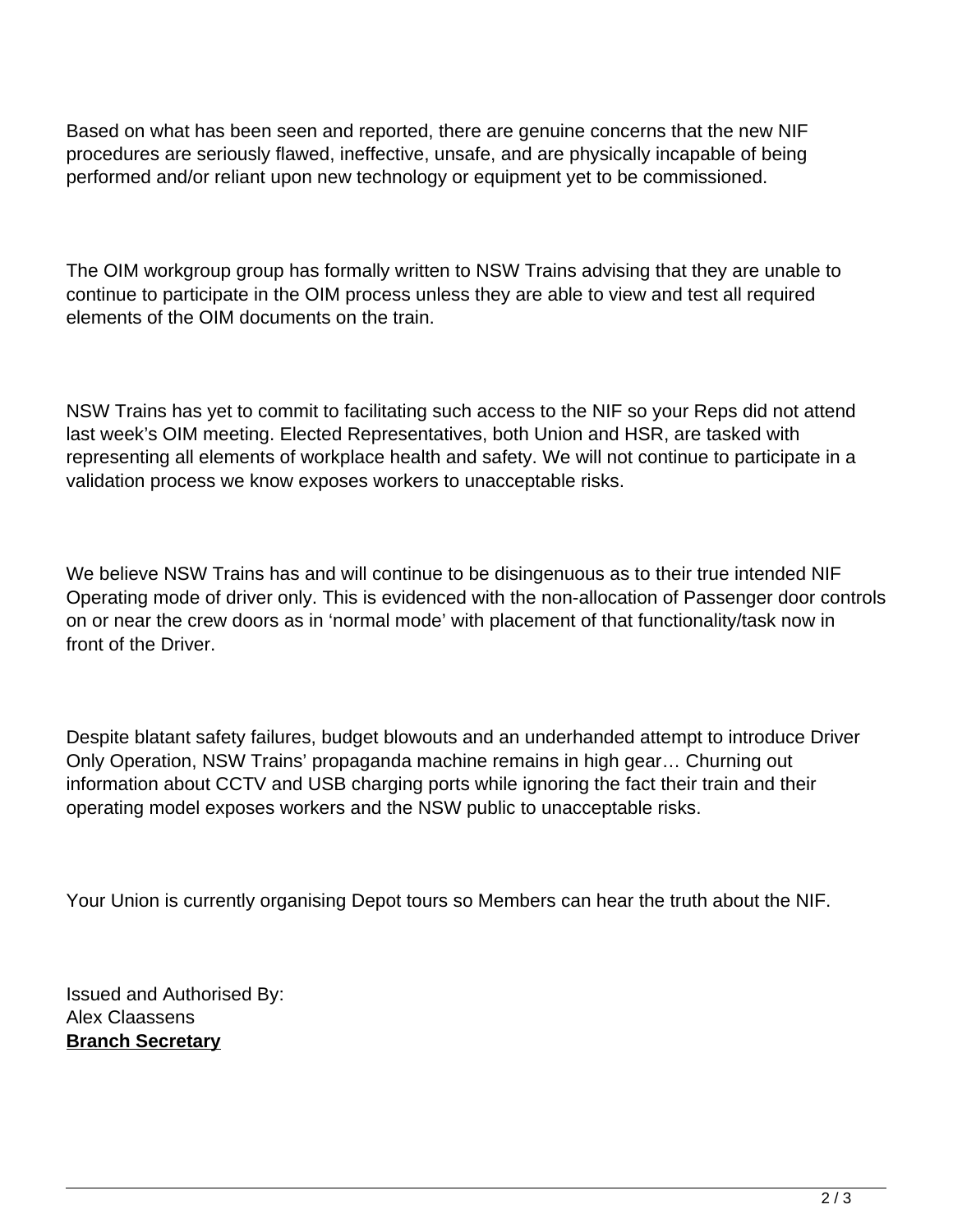Based on what has been seen and reported, there are genuine concerns that the new NIF procedures are seriously flawed, ineffective, unsafe, and are physically incapable of being performed and/or reliant upon new technology or equipment yet to be commissioned.

The OIM workgroup group has formally written to NSW Trains advising that they are unable to continue to participate in the OIM process unless they are able to view and test all required elements of the OIM documents on the train.

NSW Trains has yet to commit to facilitating such access to the NIF so your Reps did not attend last week's OIM meeting. Elected Representatives, both Union and HSR, are tasked with representing all elements of workplace health and safety. We will not continue to participate in a validation process we know exposes workers to unacceptable risks.

We believe NSW Trains has and will continue to be disingenuous as to their true intended NIF Operating mode of driver only. This is evidenced with the non-allocation of Passenger door controls on or near the crew doors as in 'normal mode' with placement of that functionality/task now in front of the Driver.

Despite blatant safety failures, budget blowouts and an underhanded attempt to introduce Driver Only Operation, NSW Trains' propaganda machine remains in high gear… Churning out information about CCTV and USB charging ports while ignoring the fact their train and their operating model exposes workers and the NSW public to unacceptable risks.

Your Union is currently organising Depot tours so Members can hear the truth about the NIF.

Issued and Authorised By:
Alex Claassens
**Branch Secretary**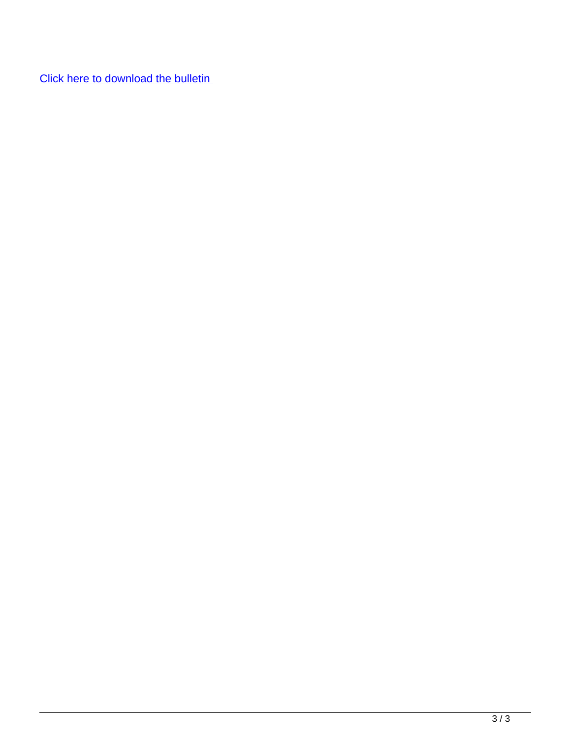[Click here to download the bulletin](#)